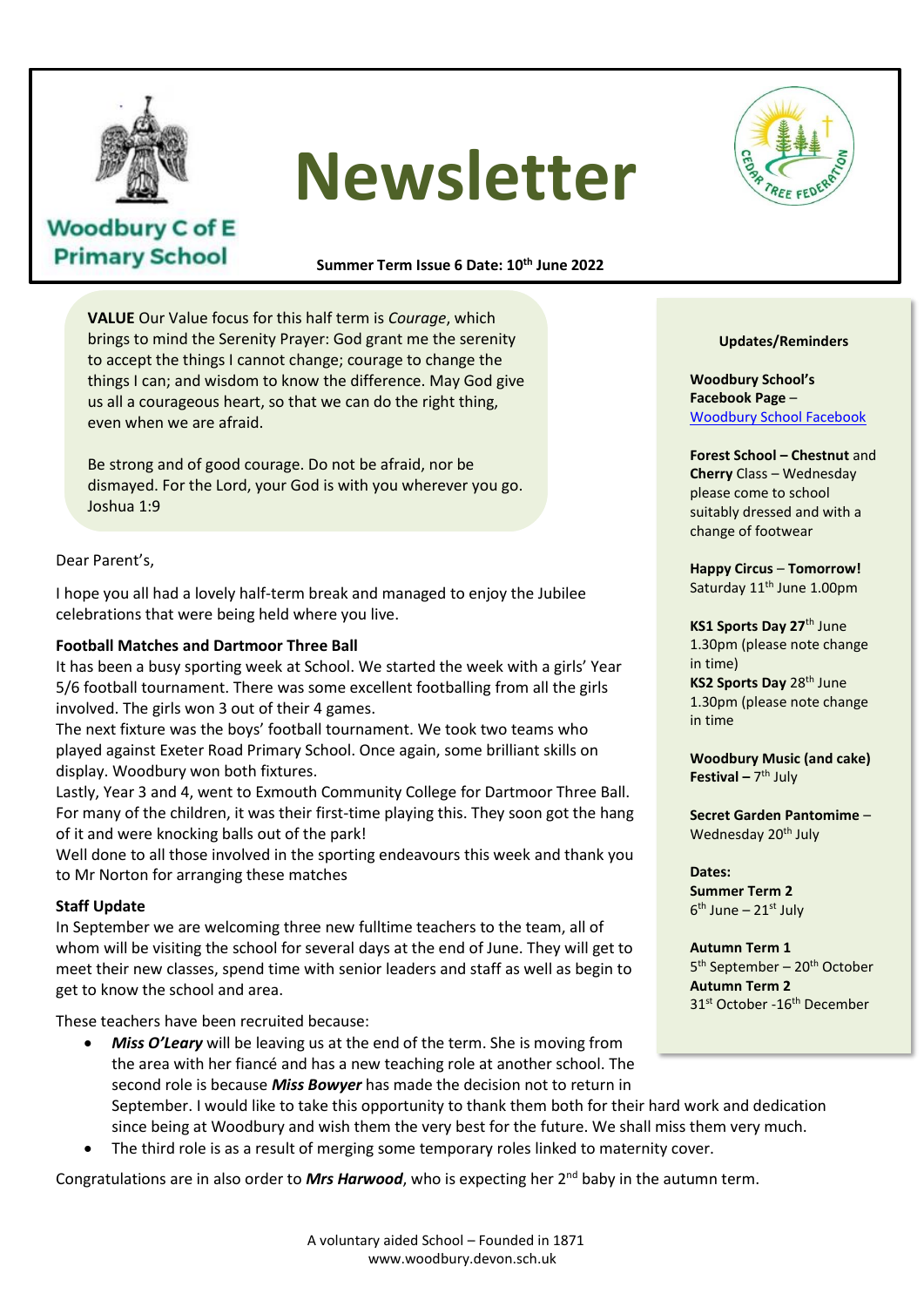# Woodbury C of E Primary School

# Newsletter

**Summer Term Issue 6 Date: 10th June 2022**

**VALUE** Our Value focus for this half term is *Courage*, which brings to mind the Serenity Prayer: God grant me the serenity to accept the things I cannot change; courage to change the things I can; and wisdom to know the difference. May God give us all a courageous heart, so that we can do the right thing, even when we are afraid.

Be strong and of good courage. Do not be afraid, nor be dismayed. For the Lord, your God is with you wherever you go. Joshua 1:9

Dear Parent's,

I hope you all had a lovely half-term break and managed to enjoy the Jubilee celebrations that were being held where you live.

**Football Matches and Dartmoor Three Ball**

It has been a busy sporting week at School. We started the week with a girls' Year 5/6 football tournament. There was some excellent footballing from all the girls involved. The girls won 3 out of their 4 games.

The next fixture was the boys' football tournament. We took two teams who played against Exeter Road Primary School. Once again, some brilliant skills on display. Woodbury won both fixtures.

Lastly, Year 3 and 4, went to Exmouth Community College for Dartmoor Three Ball. For many of the children, it was their first-time playing this. They soon got the hang of it and were knocking balls out of the park!

Well done to all those involved in the sporting endeavours this week and thank you to Mr Norton for arranging these matches

**Staff Update**

In September we are welcoming three new fulltime teachers to the team, all of whom will be visiting the school for several days at the end of June. They will get to meet their new classes, spend time with senior leaders and staff as well as begin to get to know the school and area.

These teachers have been recruited because:

- ***Miss O'Leary*** will be leaving us at the end of the term. She is moving from the area with her fiancé and has a new teaching role at another school. The second role is because ***Miss Bowyer*** has made the decision not to return in September. I would like to take this opportunity to thank them both for their hard work and dedication since being at Woodbury and wish them the very best for the future. We shall miss them very much.
- The third role is as a result of merging some temporary roles linked to maternity cover.

Congratulations are in also order to ***Mrs Harwood***, who is expecting her 2nd baby in the autumn term.

**Updates/Reminders**

**Woodbury School's Facebook Page** – Woodbury School Facebook

**Forest School – Chestnut** and **Cherry** Class – Wednesday please come to school suitably dressed and with a change of footwear

**Happy Circus** – **Tomorrow!** Saturday 11th June 1.00pm

**KS1 Sports Day 27**th June 1.30pm (please note change in time)
**KS2 Sports Day** 28th June 1.30pm (please note change in time

**Woodbury Music (and cake) Festival –** 7th July

**Secret Garden Pantomime** – Wednesday 20th July

**Dates:**
**Summer Term 2**
6th June – 21st July

**Autumn Term 1**
5th September – 20th October
**Autumn Term 2**
31st October -16th December

A voluntary aided School – Founded in 1871
www.woodbury.devon.sch.uk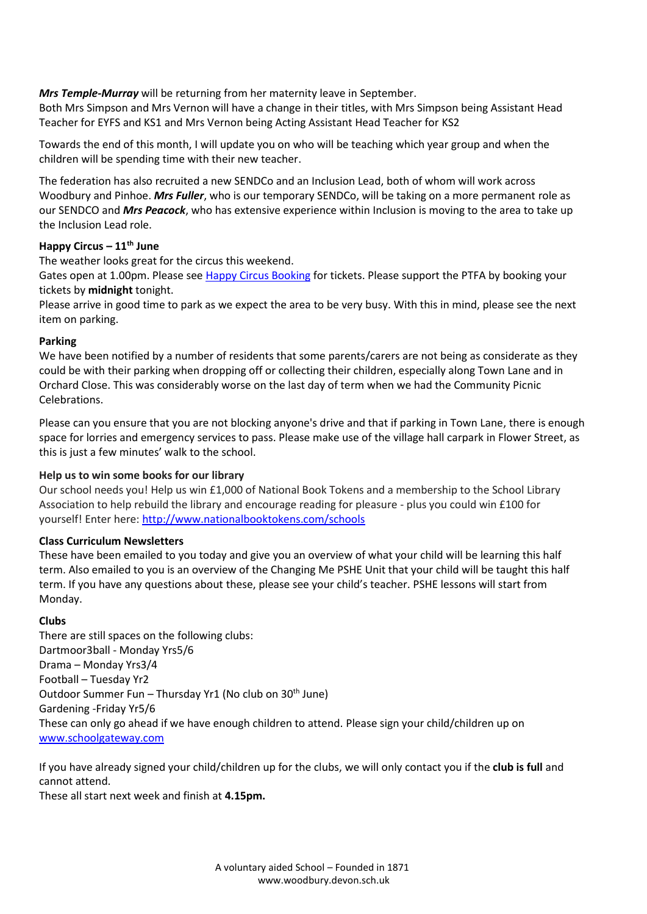***Mrs Temple-Murray*** will be returning from her maternity leave in September.
Both Mrs Simpson and Mrs Vernon will have a change in their titles, with Mrs Simpson being Assistant Head Teacher for EYFS and KS1 and Mrs Vernon being Acting Assistant Head Teacher for KS2

Towards the end of this month, I will update you on who will be teaching which year group and when the children will be spending time with their new teacher.

The federation has also recruited a new SENDCo and an Inclusion Lead, both of whom will work across Woodbury and Pinhoe. ***Mrs Fuller***, who is our temporary SENDCo, will be taking on a more permanent role as our SENDCO and ***Mrs Peacock***, who has extensive experience within Inclusion is moving to the area to take up the Inclusion Lead role.

**Happy Circus – 11th June**
The weather looks great for the circus this weekend.
Gates open at 1.00pm. Please see Happy Circus Booking for tickets. Please support the PTFA by booking your tickets by **midnight** tonight.
Please arrive in good time to park as we expect the area to be very busy. With this in mind, please see the next item on parking.

**Parking**
We have been notified by a number of residents that some parents/carers are not being as considerate as they could be with their parking when dropping off or collecting their children, especially along Town Lane and in Orchard Close. This was considerably worse on the last day of term when we had the Community Picnic Celebrations.

Please can you ensure that you are not blocking anyone's drive and that if parking in Town Lane, there is enough space for lorries and emergency services to pass. Please make use of the village hall carpark in Flower Street, as this is just a few minutes' walk to the school.

**Help us to win some books for our library**
Our school needs you! Help us win £1,000 of National Book Tokens and a membership to the School Library Association to help rebuild the library and encourage reading for pleasure - plus you could win £100 for yourself! Enter here: http://www.nationalbooktokens.com/schools

**Class Curriculum Newsletters**
These have been emailed to you today and give you an overview of what your child will be learning this half term. Also emailed to you is an overview of the Changing Me PSHE Unit that your child will be taught this half term. If you have any questions about these, please see your child's teacher. PSHE lessons will start from Monday.

**Clubs**
There are still spaces on the following clubs:
Dartmoor3ball - Monday Yrs5/6
Drama – Monday Yrs3/4
Football – Tuesday Yr2
Outdoor Summer Fun – Thursday Yr1 (No club on 30th June)
Gardening -Friday Yr5/6
These can only go ahead if we have enough children to attend. Please sign your child/children up on www.schoolgateway.com

If you have already signed your child/children up for the clubs, we will only contact you if the **club is full** and cannot attend.
These all start next week and finish at **4.15pm.**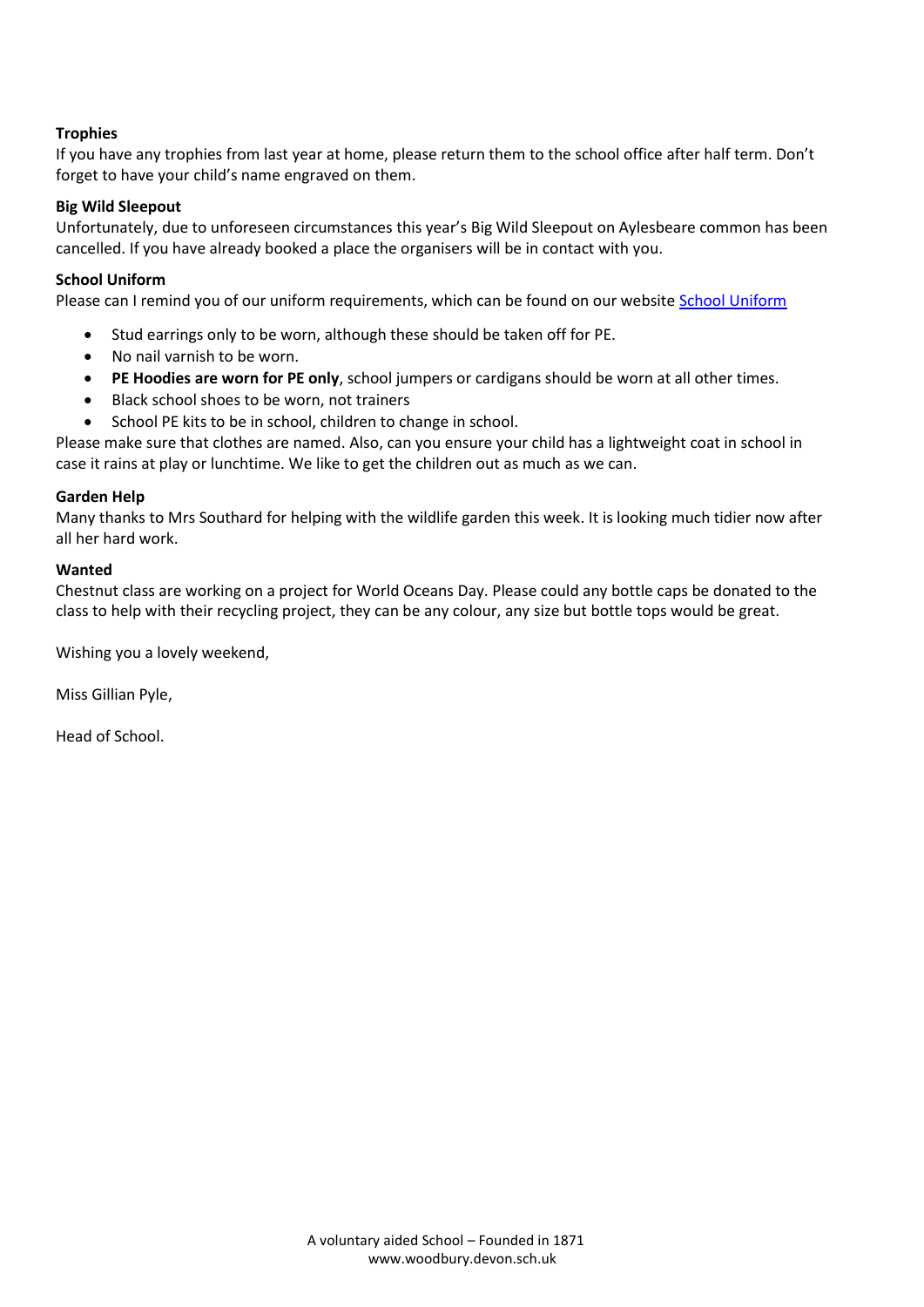**Trophies**

If you have any trophies from last year at home, please return them to the school office after half term. Don't forget to have your child's name engraved on them.

**Big Wild Sleepout**

Unfortunately, due to unforeseen circumstances this year's Big Wild Sleepout on Aylesbeare common has been cancelled. If you have already booked a place the organisers will be in contact with you.

**School Uniform**

Please can I remind you of our uniform requirements, which can be found on our website [School Uniform]

- Stud earrings only to be worn, although these should be taken off for PE.
- No nail varnish to be worn.
- **PE Hoodies are worn for PE only**, school jumpers or cardigans should be worn at all other times.
- Black school shoes to be worn, not trainers
- School PE kits to be in school, children to change in school.

Please make sure that clothes are named. Also, can you ensure your child has a lightweight coat in school in case it rains at play or lunchtime. We like to get the children out as much as we can.

**Garden Help**

Many thanks to Mrs Southard for helping with the wildlife garden this week. It is looking much tidier now after all her hard work.

**Wanted**

Chestnut class are working on a project for World Oceans Day. Please could any bottle caps be donated to the class to help with their recycling project, they can be any colour, any size but bottle tops would be great.

Wishing you a lovely weekend,

Miss Gillian Pyle,

Head of School.